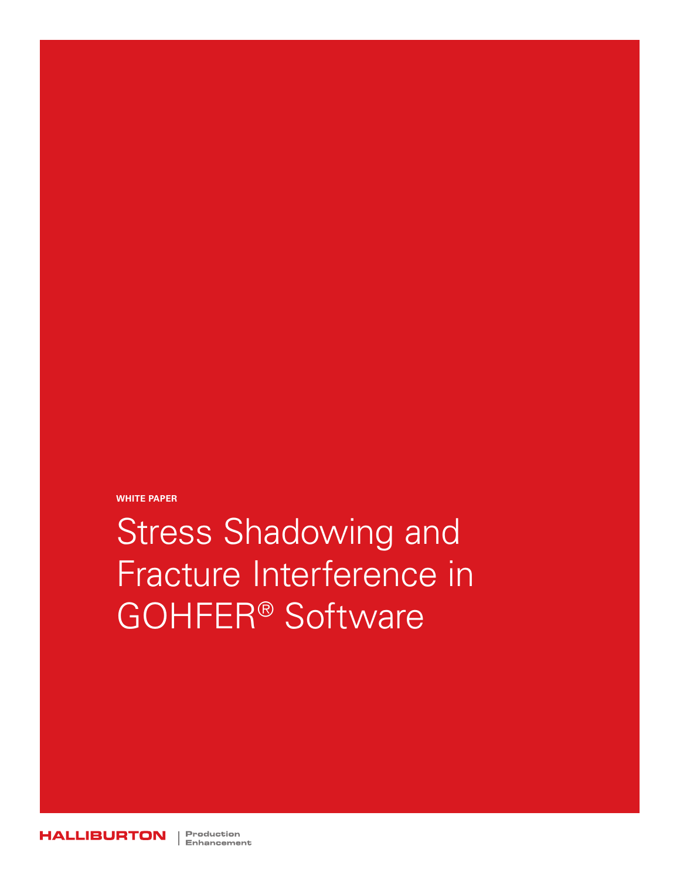WHITE PAPER

# Stress Shadowing and Fracture Interference in GOHFER® Software

HALLIBURTON | Production Enhancement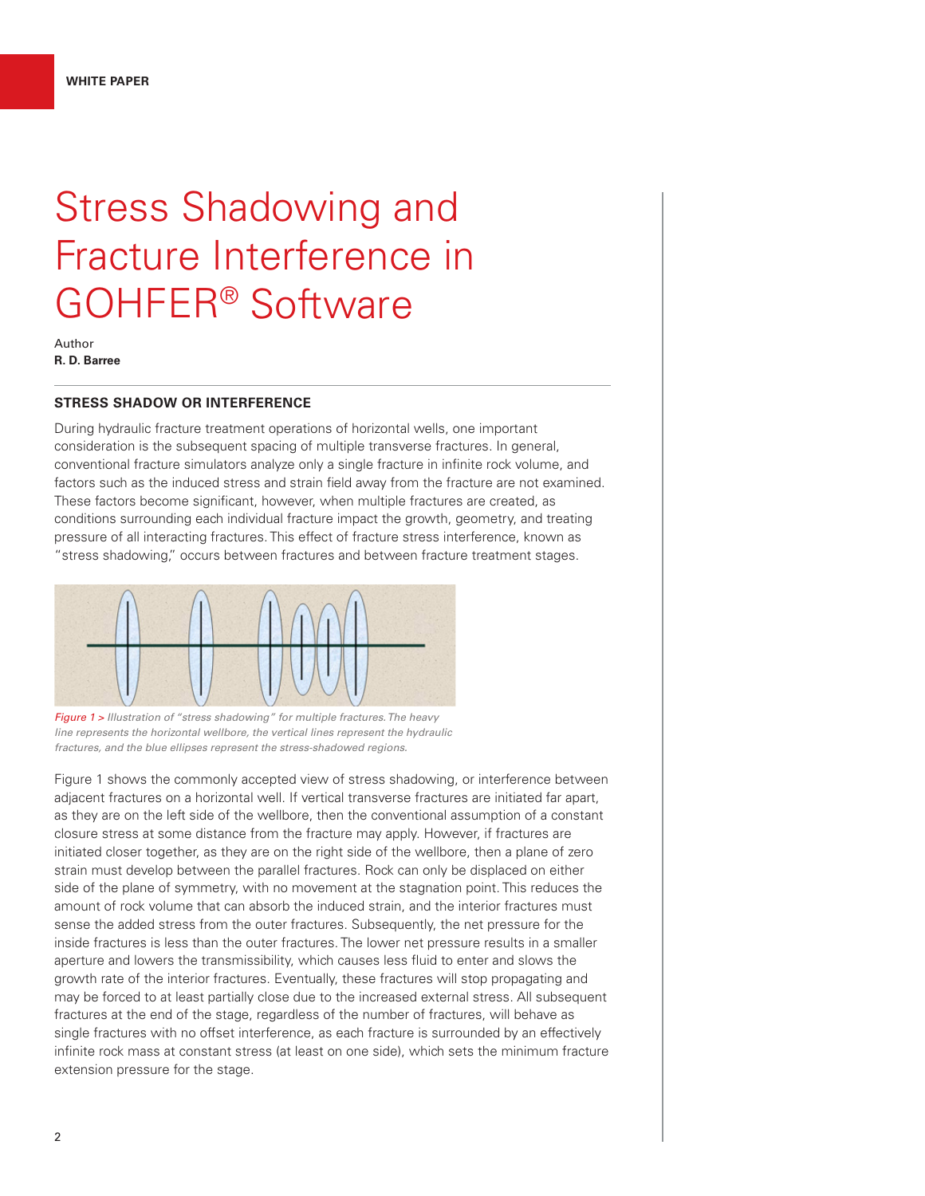WHITE PAPER

# Stress Shadowing and Fracture Interference in GOHFER® Software

Author
**R. D. Barree**

## STRESS SHADOW OR INTERFERENCE

During hydraulic fracture treatment operations of horizontal wells, one important consideration is the subsequent spacing of multiple transverse fractures. In general, conventional fracture simulators analyze only a single fracture in infinite rock volume, and factors such as the induced stress and strain field away from the fracture are not examined. These factors become significant, however, when multiple fractures are created, as conditions surrounding each individual fracture impact the growth, geometry, and treating pressure of all interacting fractures. This effect of fracture stress interference, known as "stress shadowing," occurs between fractures and between fracture treatment stages.

*Figure 1 > Illustration of "stress shadowing" for multiple fractures. The heavy line represents the horizontal wellbore, the vertical lines represent the hydraulic fractures, and the blue ellipses represent the stress-shadowed regions.*

Figure 1 shows the commonly accepted view of stress shadowing, or interference between adjacent fractures on a horizontal well. If vertical transverse fractures are initiated far apart, as they are on the left side of the wellbore, then the conventional assumption of a constant closure stress at some distance from the fracture may apply. However, if fractures are initiated closer together, as they are on the right side of the wellbore, then a plane of zero strain must develop between the parallel fractures. Rock can only be displaced on either side of the plane of symmetry, with no movement at the stagnation point. This reduces the amount of rock volume that can absorb the induced strain, and the interior fractures must sense the added stress from the outer fractures. Subsequently, the net pressure for the inside fractures is less than the outer fractures. The lower net pressure results in a smaller aperture and lowers the transmissibility, which causes less fluid to enter and slows the growth rate of the interior fractures. Eventually, these fractures will stop propagating and may be forced to at least partially close due to the increased external stress. All subsequent fractures at the end of the stage, regardless of the number of fractures, will behave as single fractures with no offset interference, as each fracture is surrounded by an effectively infinite rock mass at constant stress (at least on one side), which sets the minimum fracture extension pressure for the stage.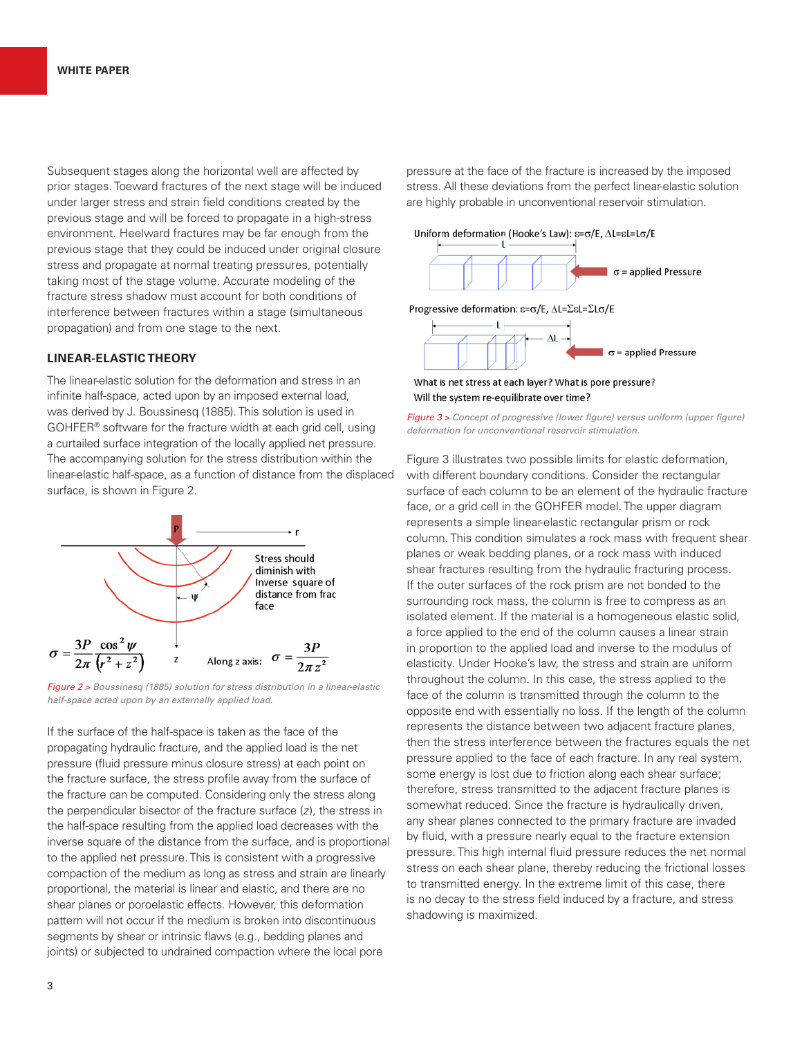Subsequent stages along the horizontal well are affected by prior stages. Toeward fractures of the next stage will be induced under larger stress and strain field conditions created by the previous stage and will be forced to propagate in a high-stress environment. Heelward fractures may be far enough from the previous stage that they could be induced under original closure stress and propagate at normal treating pressures, potentially taking most of the stage volume. Accurate modeling of the fracture stress shadow must account for both conditions of interference between fractures within a stage (simultaneous propagation) and from one stage to the next.

### LINEAR-ELASTIC THEORY

The linear-elastic solution for the deformation and stress in an infinite half-space, acted upon by an imposed external load, was derived by J. Boussinesq (1885). This solution is used in GOHFER® software for the fracture width at each grid cell, using a curtailed surface integration of the locally applied net pressure. The accompanying solution for the stress distribution within the linear-elastic half-space, as a function of distance from the displaced surface, is shown in Figure 2.

$$\sigma = \frac{3P}{2\pi}\frac{\cos^2\psi}{\left(r^2+z^2\right)} \qquad \text{Along z axis: } \sigma = \frac{3P}{2\pi z^2}$$

*Figure 2 > Boussinesq (1885) solution for stress distribution in a linear-elastic half-space acted upon by an externally applied load.*

If the surface of the half-space is taken as the face of the propagating hydraulic fracture, and the applied load is the net pressure (fluid pressure minus closure stress) at each point on the fracture surface, the stress profile away from the surface of the fracture can be computed. Considering only the stress along the perpendicular bisector of the fracture surface (*z*), the stress in the half-space resulting from the applied load decreases with the inverse square of the distance from the surface, and is proportional to the applied net pressure. This is consistent with a progressive compaction of the medium as long as stress and strain are linearly proportional, the material is linear and elastic, and there are no shear planes or poroelastic effects. However, this deformation pattern will not occur if the medium is broken into discontinuous segments by shear or intrinsic flaws (e.g., bedding planes and joints) or subjected to undrained compaction where the local pore pressure at the face of the fracture is increased by the imposed stress. All these deviations from the perfect linear-elastic solution are highly probable in unconventional reservoir stimulation.

*Figure 3 > Concept of progressive (lower figure) versus uniform (upper figure) deformation for unconventional reservoir stimulation.*

Figure 3 illustrates two possible limits for elastic deformation, with different boundary conditions. Consider the rectangular surface of each column to be an element of the hydraulic fracture face, or a grid cell in the GOHFER model. The upper diagram represents a simple linear-elastic rectangular prism or rock column. This condition simulates a rock mass with frequent shear planes or weak bedding planes, or a rock mass with induced shear fractures resulting from the hydraulic fracturing process. If the outer surfaces of the rock prism are not bonded to the surrounding rock mass, the column is free to compress as an isolated element. If the material is a homogeneous elastic solid, a force applied to the end of the column causes a linear strain in proportion to the applied load and inverse to the modulus of elasticity. Under Hooke's law, the stress and strain are uniform throughout the column. In this case, the stress applied to the face of the column is transmitted through the column to the opposite end with essentially no loss. If the length of the column represents the distance between two adjacent fracture planes, then the stress interference between the fractures equals the net pressure applied to the face of each fracture. In any real system, some energy is lost due to friction along each shear surface; therefore, stress transmitted to the adjacent fracture planes is somewhat reduced. Since the fracture is hydraulically driven, any shear planes connected to the primary fracture are invaded by fluid, with a pressure nearly equal to the fracture extension pressure. This high internal fluid pressure reduces the net normal stress on each shear plane, thereby reducing the frictional losses to transmitted energy. In the extreme limit of this case, there is no decay to the stress field induced by a fracture, and stress shadowing is maximized.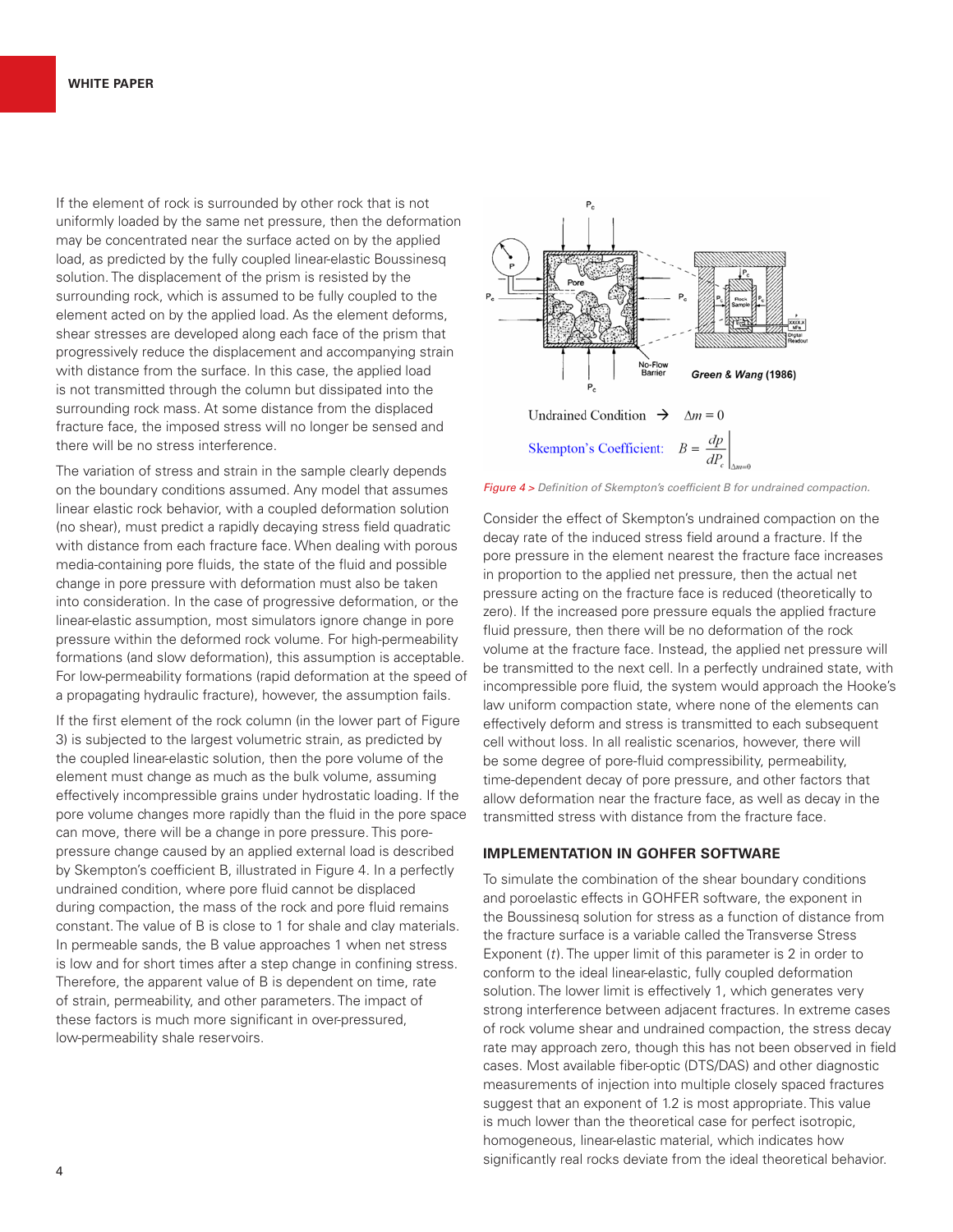If the element of rock is surrounded by other rock that is not uniformly loaded by the same net pressure, then the deformation may be concentrated near the surface acted on by the applied load, as predicted by the fully coupled linear-elastic Boussinesq solution. The displacement of the prism is resisted by the surrounding rock, which is assumed to be fully coupled to the element acted on by the applied load. As the element deforms, shear stresses are developed along each face of the prism that progressively reduce the displacement and accompanying strain with distance from the surface. In this case, the applied load is not transmitted through the column but dissipated into the surrounding rock mass. At some distance from the displaced fracture face, the imposed stress will no longer be sensed and there will be no stress interference.

The variation of stress and strain in the sample clearly depends on the boundary conditions assumed. Any model that assumes linear elastic rock behavior, with a coupled deformation solution (no shear), must predict a rapidly decaying stress field quadratic with distance from each fracture face. When dealing with porous media-containing pore fluids, the state of the fluid and possible change in pore pressure with deformation must also be taken into consideration. In the case of progressive deformation, or the linear-elastic assumption, most simulators ignore change in pore pressure within the deformed rock volume. For high-permeability formations (and slow deformation), this assumption is acceptable. For low-permeability formations (rapid deformation at the speed of a propagating hydraulic fracture), however, the assumption fails.

If the first element of the rock column (in the lower part of Figure 3) is subjected to the largest volumetric strain, as predicted by the coupled linear-elastic solution, then the pore volume of the element must change as much as the bulk volume, assuming effectively incompressible grains under hydrostatic loading. If the pore volume changes more rapidly than the fluid in the pore space can move, there will be a change in pore pressure. This pore-pressure change caused by an applied external load is described by Skempton's coefficient B, illustrated in Figure 4. In a perfectly undrained condition, where pore fluid cannot be displaced during compaction, the mass of the rock and pore fluid remains constant. The value of B is close to 1 for shale and clay materials. In permeable sands, the B value approaches 1 when net stress is low and for short times after a step change in confining stress. Therefore, the apparent value of B is dependent on time, rate of strain, permeability, and other parameters. The impact of these factors is much more significant in over-pressured, low-permeability shale reservoirs.

Undrained Condition → $\Delta m = 0$

Skempton's Coefficient: $B = \left. \dfrac{dp}{dP_c} \right|_{\Delta m = 0}$

*Figure 4 > Definition of Skempton's coefficient B for undrained compaction.*

Consider the effect of Skempton's undrained compaction on the decay rate of the induced stress field around a fracture. If the pore pressure in the element nearest the fracture face increases in proportion to the applied net pressure, then the actual net pressure acting on the fracture face is reduced (theoretically to zero). If the increased pore pressure equals the applied fracture fluid pressure, then there will be no deformation of the rock volume at the fracture face. Instead, the applied net pressure will be transmitted to the next cell. In a perfectly undrained state, with incompressible pore fluid, the system would approach the Hooke's law uniform compaction state, where none of the elements can effectively deform and stress is transmitted to each subsequent cell without loss. In all realistic scenarios, however, there will be some degree of pore-fluid compressibility, permeability, time-dependent decay of pore pressure, and other factors that allow deformation near the fracture face, as well as decay in the transmitted stress with distance from the fracture face.

## IMPLEMENTATION IN GOHFER SOFTWARE

To simulate the combination of the shear boundary conditions and poroelastic effects in GOHFER software, the exponent in the Boussinesq solution for stress as a function of distance from the fracture surface is a variable called the Transverse Stress Exponent ($t$). The upper limit of this parameter is 2 in order to conform to the ideal linear-elastic, fully coupled deformation solution. The lower limit is effectively 1, which generates very strong interference between adjacent fractures. In extreme cases of rock volume shear and undrained compaction, the stress decay rate may approach zero, though this has not been observed in field cases. Most available fiber-optic (DTS/DAS) and other diagnostic measurements of injection into multiple closely spaced fractures suggest that an exponent of 1.2 is most appropriate. This value is much lower than the theoretical case for perfect isotropic, homogeneous, linear-elastic material, which indicates how significantly real rocks deviate from the ideal theoretical behavior.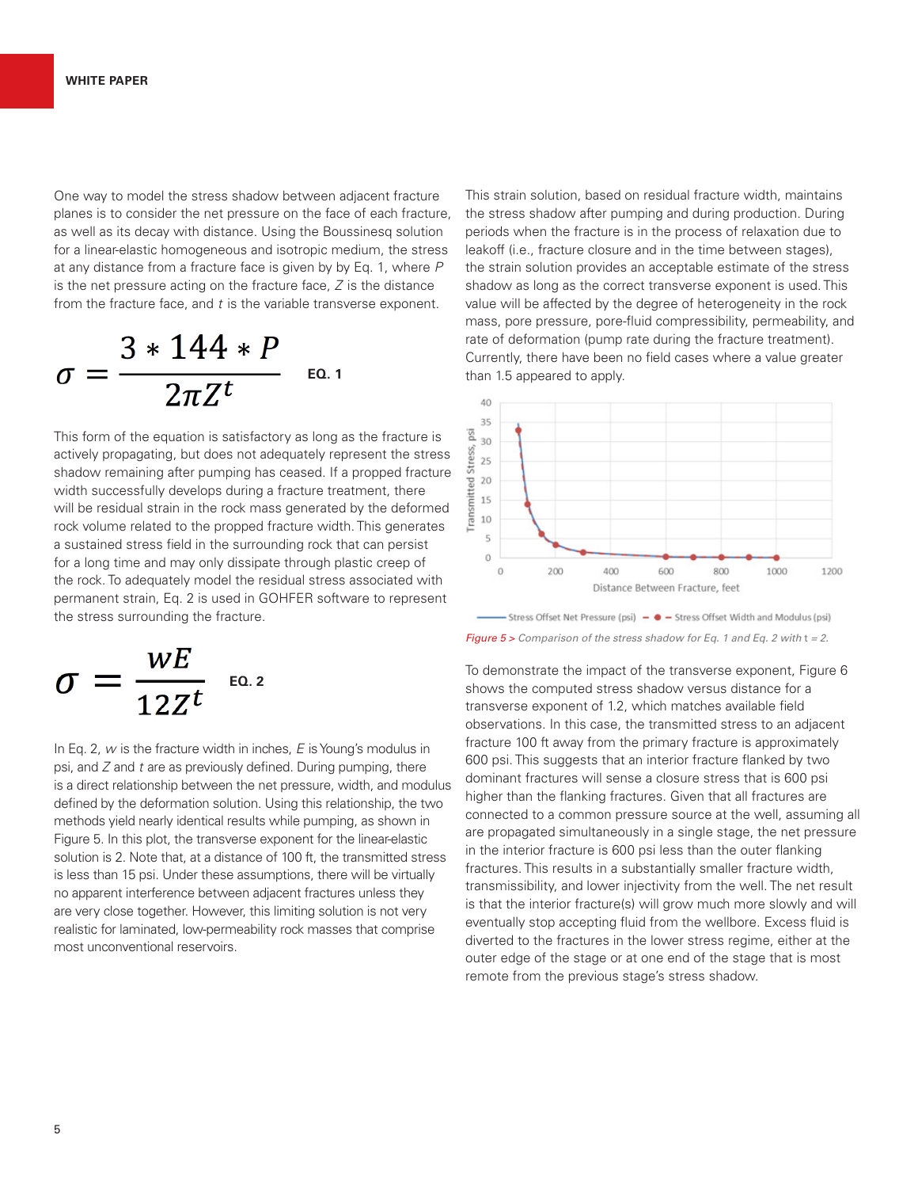One way to model the stress shadow between adjacent fracture planes is to consider the net pressure on the face of each fracture, as well as its decay with distance. Using the Boussinesq solution for a linear-elastic homogeneous and isotropic medium, the stress at any distance from a fracture face is given by by Eq. 1, where $P$ is the net pressure acting on the fracture face, $Z$ is the distance from the fracture face, and $t$ is the variable transverse exponent.

$$\sigma = \frac{3 * 144 * P}{2\pi Z^t} \quad \textbf{EQ. 1}$$

This form of the equation is satisfactory as long as the fracture is actively propagating, but does not adequately represent the stress shadow remaining after pumping has ceased. If a propped fracture width successfully develops during a fracture treatment, there will be residual strain in the rock mass generated by the deformed rock volume related to the propped fracture width. This generates a sustained stress field in the surrounding rock that can persist for a long time and may only dissipate through plastic creep of the rock. To adequately model the residual stress associated with permanent strain, Eq. 2 is used in GOHFER software to represent the stress surrounding the fracture.

$$\sigma = \frac{wE}{12Z^t} \quad \textbf{EQ. 2}$$

In Eq. 2, $w$ is the fracture width in inches, $E$ is Young's modulus in psi, and $Z$ and $t$ are as previously defined. During pumping, there is a direct relationship between the net pressure, width, and modulus defined by the deformation solution. Using this relationship, the two methods yield nearly identical results while pumping, as shown in Figure 5. In this plot, the transverse exponent for the linear-elastic solution is 2. Note that, at a distance of 100 ft, the transmitted stress is less than 15 psi. Under these assumptions, there will be virtually no apparent interference between adjacent fractures unless they are very close together. However, this limiting solution is not very realistic for laminated, low-permeability rock masses that comprise most unconventional reservoirs.

This strain solution, based on residual fracture width, maintains the stress shadow after pumping and during production. During periods when the fracture is in the process of relaxation due to leakoff (i.e., fracture closure and in the time between stages), the strain solution provides an acceptable estimate of the stress shadow as long as the correct transverse exponent is used. This value will be affected by the degree of heterogeneity in the rock mass, pore pressure, pore-fluid compressibility, permeability, and rate of deformation (pump rate during the fracture treatment). Currently, there have been no field cases where a value greater than 1.5 appeared to apply.

*Figure 5 > Comparison of the stress shadow for Eq. 1 and Eq. 2 with t = 2.*

To demonstrate the impact of the transverse exponent, Figure 6 shows the computed stress shadow versus distance for a transverse exponent of 1.2, which matches available field observations. In this case, the transmitted stress to an adjacent fracture 100 ft away from the primary fracture is approximately 600 psi. This suggests that an interior fracture flanked by two dominant fractures will sense a closure stress that is 600 psi higher than the flanking fractures. Given that all fractures are connected to a common pressure source at the well, assuming all are propagated simultaneously in a single stage, the net pressure in the interior fracture is 600 psi less than the outer flanking fractures. This results in a substantially smaller fracture width, transmissibility, and lower injectivity from the well. The net result is that the interior fracture(s) will grow much more slowly and will eventually stop accepting fluid from the wellbore. Excess fluid is diverted to the fractures in the lower stress regime, either at the outer edge of the stage or at one end of the stage that is most remote from the previous stage's stress shadow.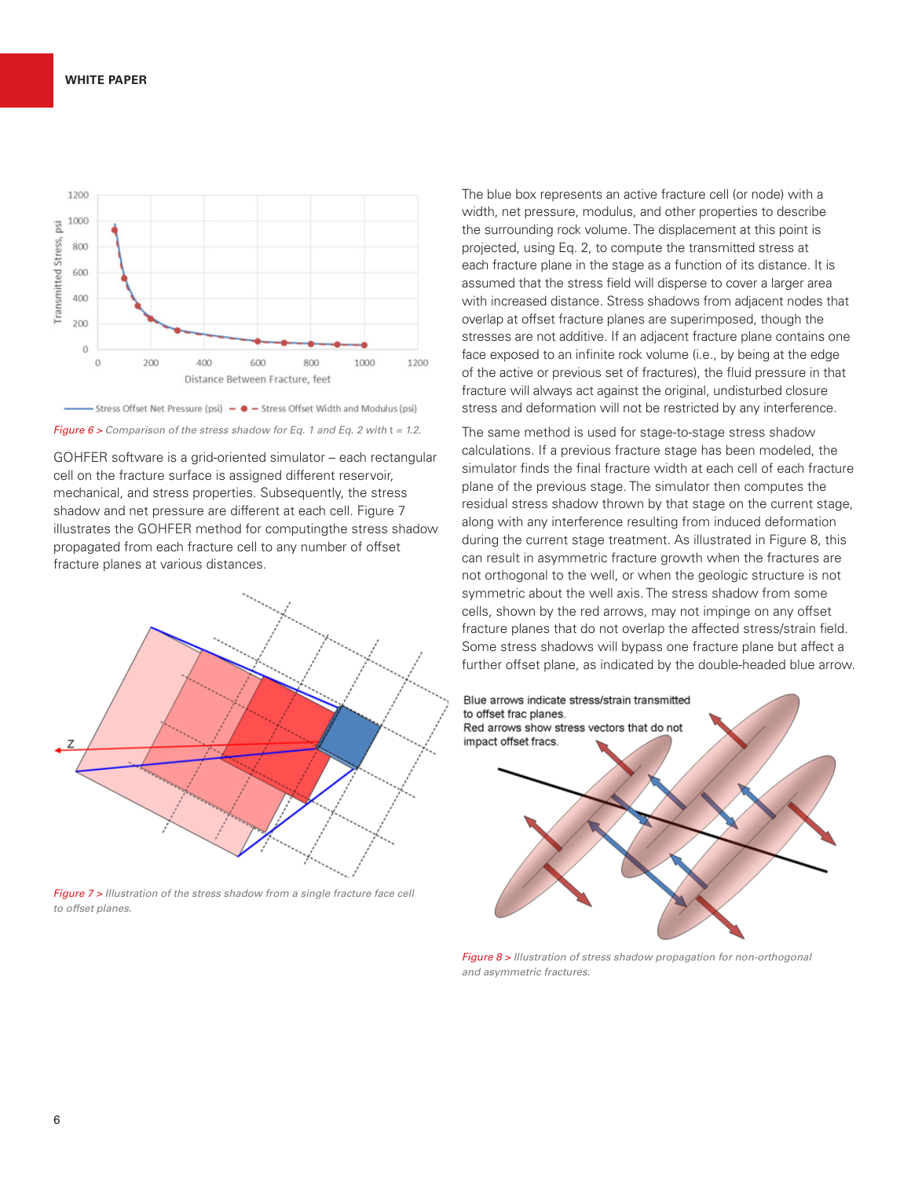Figure 6 > Comparison of the stress shadow for Eq. 1 and Eq. 2 with $t = 1.2$.

GOHFER software is a grid-oriented simulator – each rectangular cell on the fracture surface is assigned different reservoir, mechanical, and stress properties. Subsequently, the stress shadow and net pressure are different at each cell. Figure 7 illustrates the GOHFER method for computingthe stress shadow propagated from each fracture cell to any number of offset fracture planes at various distances.

Figure 7 > Illustration of the stress shadow from a single fracture face cell to offset planes.

The blue box represents an active fracture cell (or node) with a width, net pressure, modulus, and other properties to describe the surrounding rock volume. The displacement at this point is projected, using Eq. 2, to compute the transmitted stress at each fracture plane in the stage as a function of its distance. It is assumed that the stress field will disperse to cover a larger area with increased distance. Stress shadows from adjacent nodes that overlap at offset fracture planes are superimposed, though the stresses are not additive. If an adjacent fracture plane contains one face exposed to an infinite rock volume (i.e., by being at the edge of the active or previous set of fractures), the fluid pressure in that fracture will always act against the original, undisturbed closure stress and deformation will not be restricted by any interference.

The same method is used for stage-to-stage stress shadow calculations. If a previous fracture stage has been modeled, the simulator finds the final fracture width at each cell of each fracture plane of the previous stage. The simulator then computes the residual stress shadow thrown by that stage on the current stage, along with any interference resulting from induced deformation during the current stage treatment. As illustrated in Figure 8, this can result in asymmetric fracture growth when the fractures are not orthogonal to the well, or when the geologic structure is not symmetric about the well axis. The stress shadow from some cells, shown by the red arrows, may not impinge on any offset fracture planes that do not overlap the affected stress/strain field. Some stress shadows will bypass one fracture plane but affect a further offset plane, as indicated by the double-headed blue arrow.

Figure 8 > Illustration of stress shadow propagation for non-orthogonal and asymmetric fractures.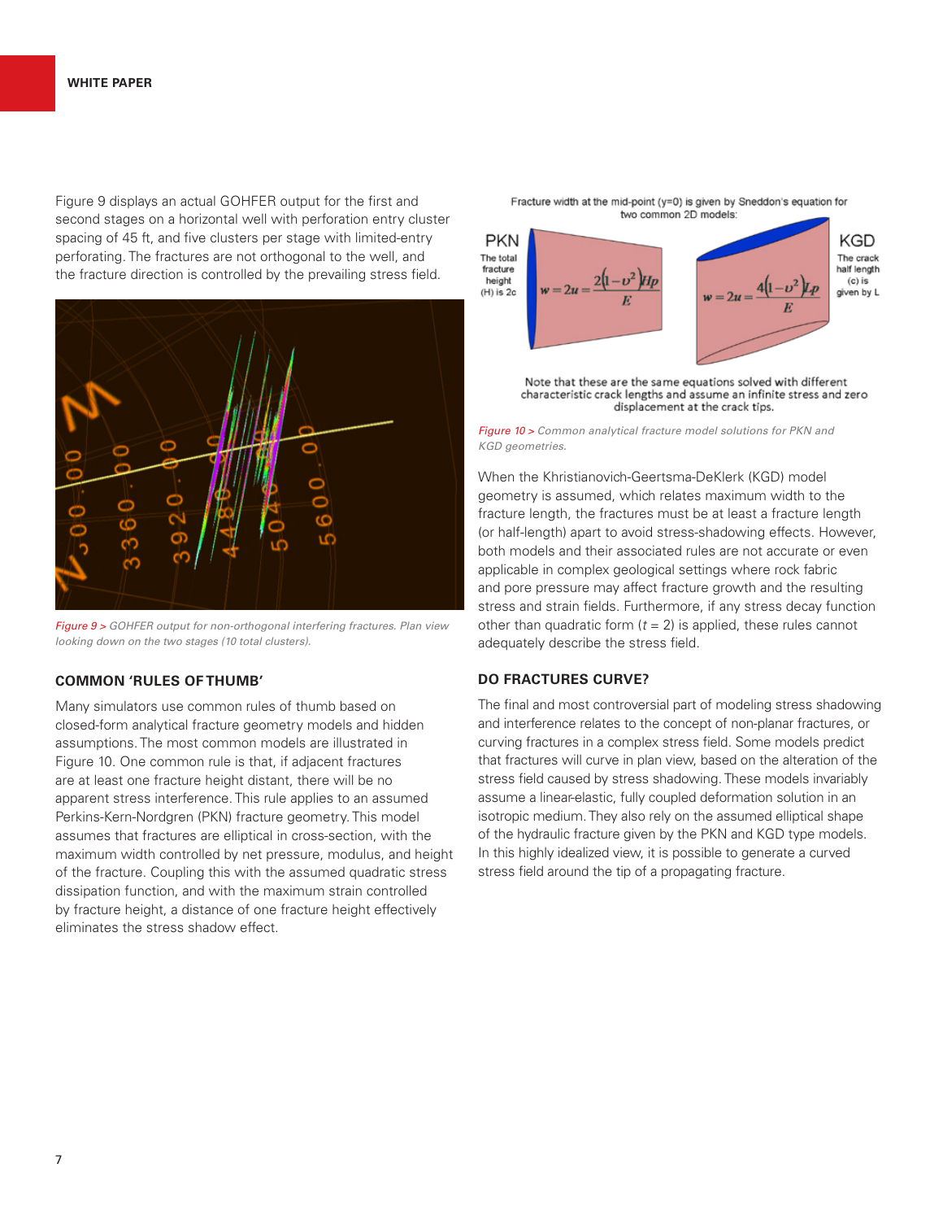Figure 9 displays an actual GOHFER output for the first and second stages on a horizontal well with perforation entry cluster spacing of 45 ft, and five clusters per stage with limited-entry perforating. The fractures are not orthogonal to the well, and the fracture direction is controlled by the prevailing stress field.

*Figure 9 > GOHFER output for non-orthogonal interfering fractures. Plan view looking down on the two stages (10 total clusters).*

### COMMON 'RULES OF THUMB'

Many simulators use common rules of thumb based on closed-form analytical fracture geometry models and hidden assumptions. The most common models are illustrated in Figure 10. One common rule is that, if adjacent fractures are at least one fracture height distant, there will be no apparent stress interference. This rule applies to an assumed Perkins-Kern-Nordgren (PKN) fracture geometry. This model assumes that fractures are elliptical in cross-section, with the maximum width controlled by net pressure, modulus, and height of the fracture. Coupling this with the assumed quadratic stress dissipation function, and with the maximum strain controlled by fracture height, a distance of one fracture height effectively eliminates the stress shadow effect.

Fracture width at the mid-point (y=0) is given by Sneddon's equation for two common 2D models:

PKN — The total fracture height (H) is 2c

$$w = 2u = \frac{2(1-\upsilon^2)Hp}{E}$$

KGD — The crack half length (c) is given by L

$$w = 2u = \frac{4(1-\upsilon^2)Lp}{E}$$

Note that these are the same equations solved with different characteristic crack lengths and assume an infinite stress and zero displacement at the crack tips.

*Figure 10 > Common analytical fracture model solutions for PKN and KGD geometries.*

When the Khristianovich-Geertsma-DeKlerk (KGD) model geometry is assumed, which relates maximum width to the fracture length, the fractures must be at least a fracture length (or half-length) apart to avoid stress-shadowing effects. However, both models and their associated rules are not accurate or even applicable in complex geological settings where rock fabric and pore pressure may affect fracture growth and the resulting stress and strain fields. Furthermore, if any stress decay function other than quadratic form ($t$ = 2) is applied, these rules cannot adequately describe the stress field.

### DO FRACTURES CURVE?

The final and most controversial part of modeling stress shadowing and interference relates to the concept of non-planar fractures, or curving fractures in a complex stress field. Some models predict that fractures will curve in plan view, based on the alteration of the stress field caused by stress shadowing. These models invariably assume a linear-elastic, fully coupled deformation solution in an isotropic medium. They also rely on the assumed elliptical shape of the hydraulic fracture given by the PKN and KGD type models. In this highly idealized view, it is possible to generate a curved stress field around the tip of a propagating fracture.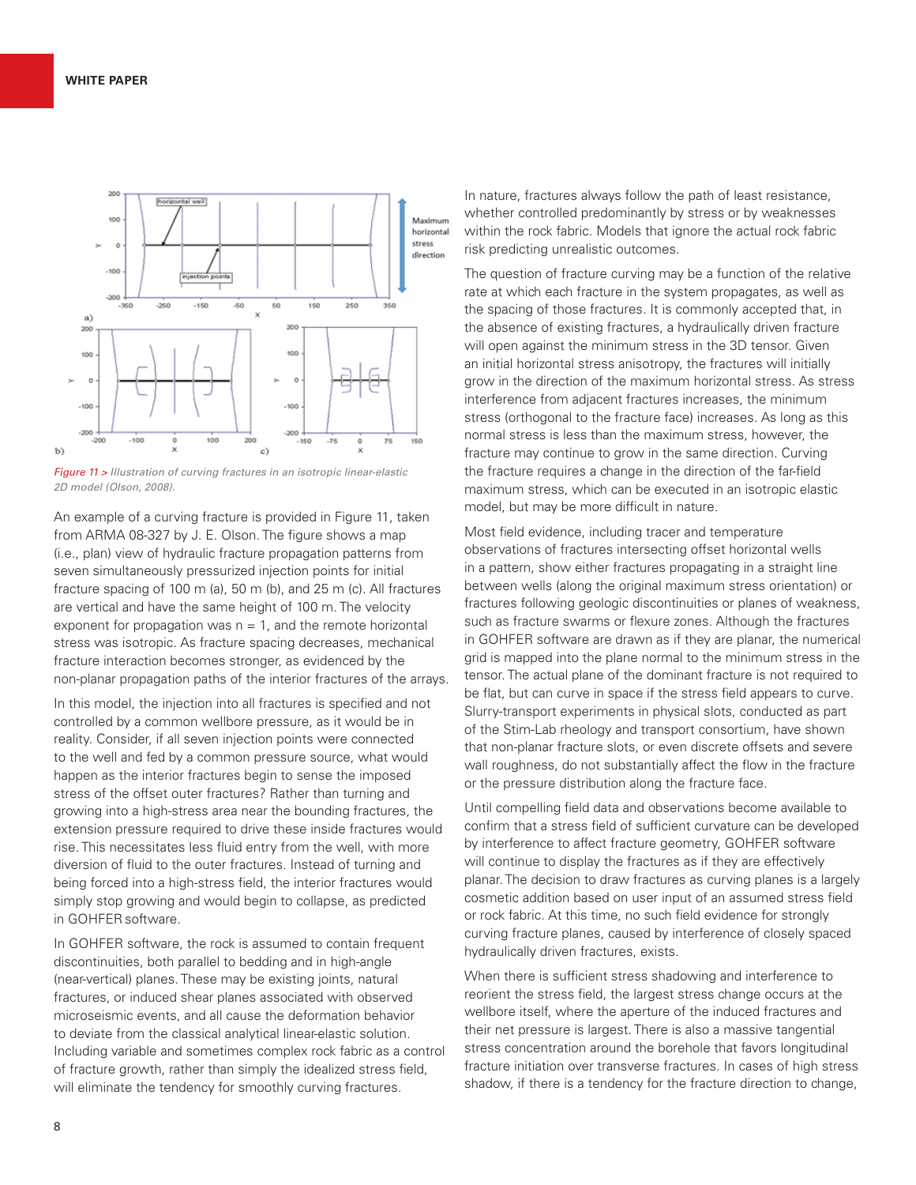*Figure 11 > Illustration of curving fractures in an isotropic linear-elastic 2D model (Olson, 2008).*

An example of a curving fracture is provided in Figure 11, taken from ARMA 08-327 by J. E. Olson. The figure shows a map (i.e., plan) view of hydraulic fracture propagation patterns from seven simultaneously pressurized injection points for initial fracture spacing of 100 m (a), 50 m (b), and 25 m (c). All fractures are vertical and have the same height of 100 m. The velocity exponent for propagation was n = 1, and the remote horizontal stress was isotropic. As fracture spacing decreases, mechanical fracture interaction becomes stronger, as evidenced by the non-planar propagation paths of the interior fractures of the arrays.

In this model, the injection into all fractures is specified and not controlled by a common wellbore pressure, as it would be in reality. Consider, if all seven injection points were connected to the well and fed by a common pressure source, what would happen as the interior fractures begin to sense the imposed stress of the offset outer fractures? Rather than turning and growing into a high-stress area near the bounding fractures, the extension pressure required to drive these inside fractures would rise. This necessitates less fluid entry from the well, with more diversion of fluid to the outer fractures. Instead of turning and being forced into a high-stress field, the interior fractures would simply stop growing and would begin to collapse, as predicted in GOHFER software.

In GOHFER software, the rock is assumed to contain frequent discontinuities, both parallel to bedding and in high-angle (near-vertical) planes. These may be existing joints, natural fractures, or induced shear planes associated with observed microseismic events, and all cause the deformation behavior to deviate from the classical analytical linear-elastic solution. Including variable and sometimes complex rock fabric as a control of fracture growth, rather than simply the idealized stress field, will eliminate the tendency for smoothly curving fractures.

In nature, fractures always follow the path of least resistance, whether controlled predominantly by stress or by weaknesses within the rock fabric. Models that ignore the actual rock fabric risk predicting unrealistic outcomes.

The question of fracture curving may be a function of the relative rate at which each fracture in the system propagates, as well as the spacing of those fractures. It is commonly accepted that, in the absence of existing fractures, a hydraulically driven fracture will open against the minimum stress in the 3D tensor. Given an initial horizontal stress anisotropy, the fractures will initially grow in the direction of the maximum horizontal stress. As stress interference from adjacent fractures increases, the minimum stress (orthogonal to the fracture face) increases. As long as this normal stress is less than the maximum stress, however, the fracture may continue to grow in the same direction. Curving the fracture requires a change in the direction of the far-field maximum stress, which can be executed in an isotropic elastic model, but may be more difficult in nature.

Most field evidence, including tracer and temperature observations of fractures intersecting offset horizontal wells in a pattern, show either fractures propagating in a straight line between wells (along the original maximum stress orientation) or fractures following geologic discontinuities or planes of weakness, such as fracture swarms or flexure zones. Although the fractures in GOHFER software are drawn as if they are planar, the numerical grid is mapped into the plane normal to the minimum stress in the tensor. The actual plane of the dominant fracture is not required to be flat, but can curve in space if the stress field appears to curve. Slurry-transport experiments in physical slots, conducted as part of the Stim-Lab rheology and transport consortium, have shown that non-planar fracture slots, or even discrete offsets and severe wall roughness, do not substantially affect the flow in the fracture or the pressure distribution along the fracture face.

Until compelling field data and observations become available to confirm that a stress field of sufficient curvature can be developed by interference to affect fracture geometry, GOHFER software will continue to display the fractures as if they are effectively planar. The decision to draw fractures as curving planes is a largely cosmetic addition based on user input of an assumed stress field or rock fabric. At this time, no such field evidence for strongly curving fracture planes, caused by interference of closely spaced hydraulically driven fractures, exists.

When there is sufficient stress shadowing and interference to reorient the stress field, the largest stress change occurs at the wellbore itself, where the aperture of the induced fractures and their net pressure is largest. There is also a massive tangential stress concentration around the borehole that favors longitudinal fracture initiation over transverse fractures. In cases of high stress shadow, if there is a tendency for the fracture direction to change,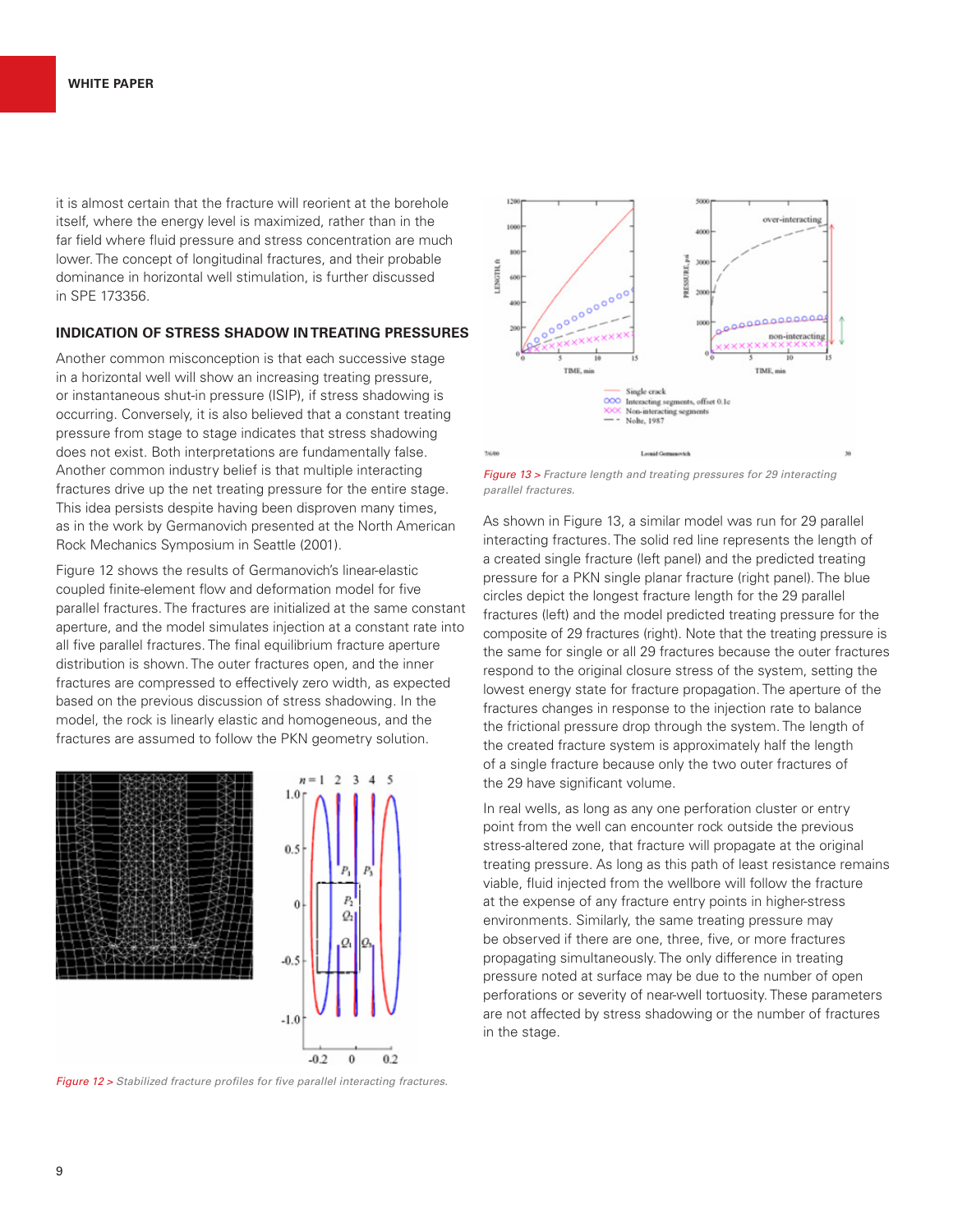it is almost certain that the fracture will reorient at the borehole itself, where the energy level is maximized, rather than in the far field where fluid pressure and stress concentration are much lower. The concept of longitudinal fractures, and their probable dominance in horizontal well stimulation, is further discussed in SPE 173356.

### INDICATION OF STRESS SHADOW IN TREATING PRESSURES

Another common misconception is that each successive stage in a horizontal well will show an increasing treating pressure, or instantaneous shut-in pressure (ISIP), if stress shadowing is occurring. Conversely, it is also believed that a constant treating pressure from stage to stage indicates that stress shadowing does not exist. Both interpretations are fundamentally false. Another common industry belief is that multiple interacting fractures drive up the net treating pressure for the entire stage. This idea persists despite having been disproven many times, as in the work by Germanovich presented at the North American Rock Mechanics Symposium in Seattle (2001).

Figure 12 shows the results of Germanovich's linear-elastic coupled finite-element flow and deformation model for five parallel fractures. The fractures are initialized at the same constant aperture, and the model simulates injection at a constant rate into all five parallel fractures. The final equilibrium fracture aperture distribution is shown. The outer fractures open, and the inner fractures are compressed to effectively zero width, as expected based on the previous discussion of stress shadowing. In the model, the rock is linearly elastic and homogeneous, and the fractures are assumed to follow the PKN geometry solution.

*Figure 12 > Stabilized fracture profiles for five parallel interacting fractures.*

*Figure 13 > Fracture length and treating pressures for 29 interacting parallel fractures.*

As shown in Figure 13, a similar model was run for 29 parallel interacting fractures. The solid red line represents the length of a created single fracture (left panel) and the predicted treating pressure for a PKN single planar fracture (right panel). The blue circles depict the longest fracture length for the 29 parallel fractures (left) and the model predicted treating pressure for the composite of 29 fractures (right). Note that the treating pressure is the same for single or all 29 fractures because the outer fractures respond to the original closure stress of the system, setting the lowest energy state for fracture propagation. The aperture of the fractures changes in response to the injection rate to balance the frictional pressure drop through the system. The length of the created fracture system is approximately half the length of a single fracture because only the two outer fractures of the 29 have significant volume.

In real wells, as long as any one perforation cluster or entry point from the well can encounter rock outside the previous stress-altered zone, that fracture will propagate at the original treating pressure. As long as this path of least resistance remains viable, fluid injected from the wellbore will follow the fracture at the expense of any fracture entry points in higher-stress environments. Similarly, the same treating pressure may be observed if there are one, three, five, or more fractures propagating simultaneously. The only difference in treating pressure noted at surface may be due to the number of open perforations or severity of near-well tortuosity. These parameters are not affected by stress shadowing or the number of fractures in the stage.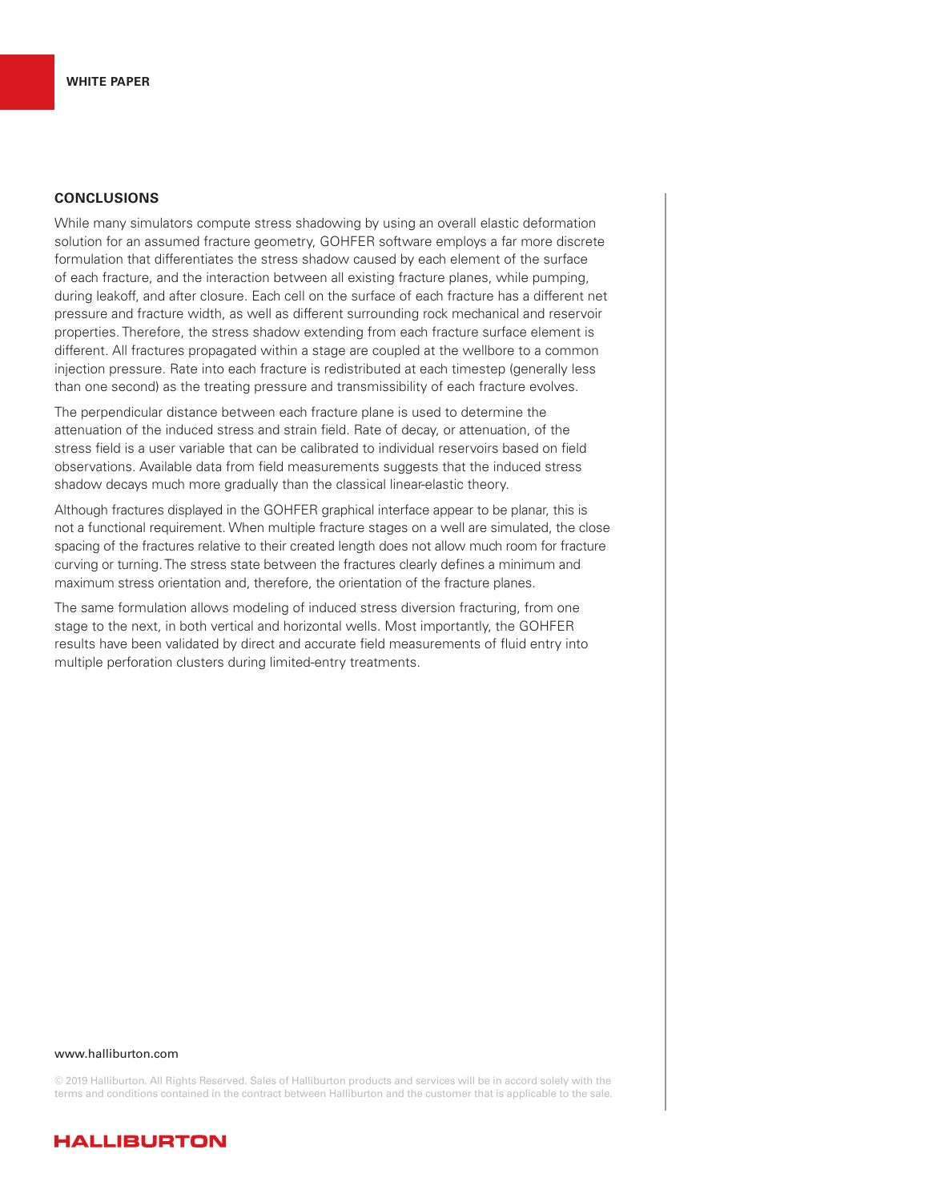## CONCLUSIONS

While many simulators compute stress shadowing by using an overall elastic deformation solution for an assumed fracture geometry, GOHFER software employs a far more discrete formulation that differentiates the stress shadow caused by each element of the surface of each fracture, and the interaction between all existing fracture planes, while pumping, during leakoff, and after closure. Each cell on the surface of each fracture has a different net pressure and fracture width, as well as different surrounding rock mechanical and reservoir properties. Therefore, the stress shadow extending from each fracture surface element is different. All fractures propagated within a stage are coupled at the wellbore to a common injection pressure. Rate into each fracture is redistributed at each timestep (generally less than one second) as the treating pressure and transmissibility of each fracture evolves.

The perpendicular distance between each fracture plane is used to determine the attenuation of the induced stress and strain field. Rate of decay, or attenuation, of the stress field is a user variable that can be calibrated to individual reservoirs based on field observations. Available data from field measurements suggests that the induced stress shadow decays much more gradually than the classical linear-elastic theory.

Although fractures displayed in the GOHFER graphical interface appear to be planar, this is not a functional requirement. When multiple fracture stages on a well are simulated, the close spacing of the fractures relative to their created length does not allow much room for fracture curving or turning. The stress state between the fractures clearly defines a minimum and maximum stress orientation and, therefore, the orientation of the fracture planes.

The same formulation allows modeling of induced stress diversion fracturing, from one stage to the next, in both vertical and horizontal wells. Most importantly, the GOHFER results have been validated by direct and accurate field measurements of fluid entry into multiple perforation clusters during limited-entry treatments.

www.halliburton.com

© 2019 Halliburton. All Rights Reserved. Sales of Halliburton products and services will be in accord solely with the terms and conditions contained in the contract between Halliburton and the customer that is applicable to the sale.